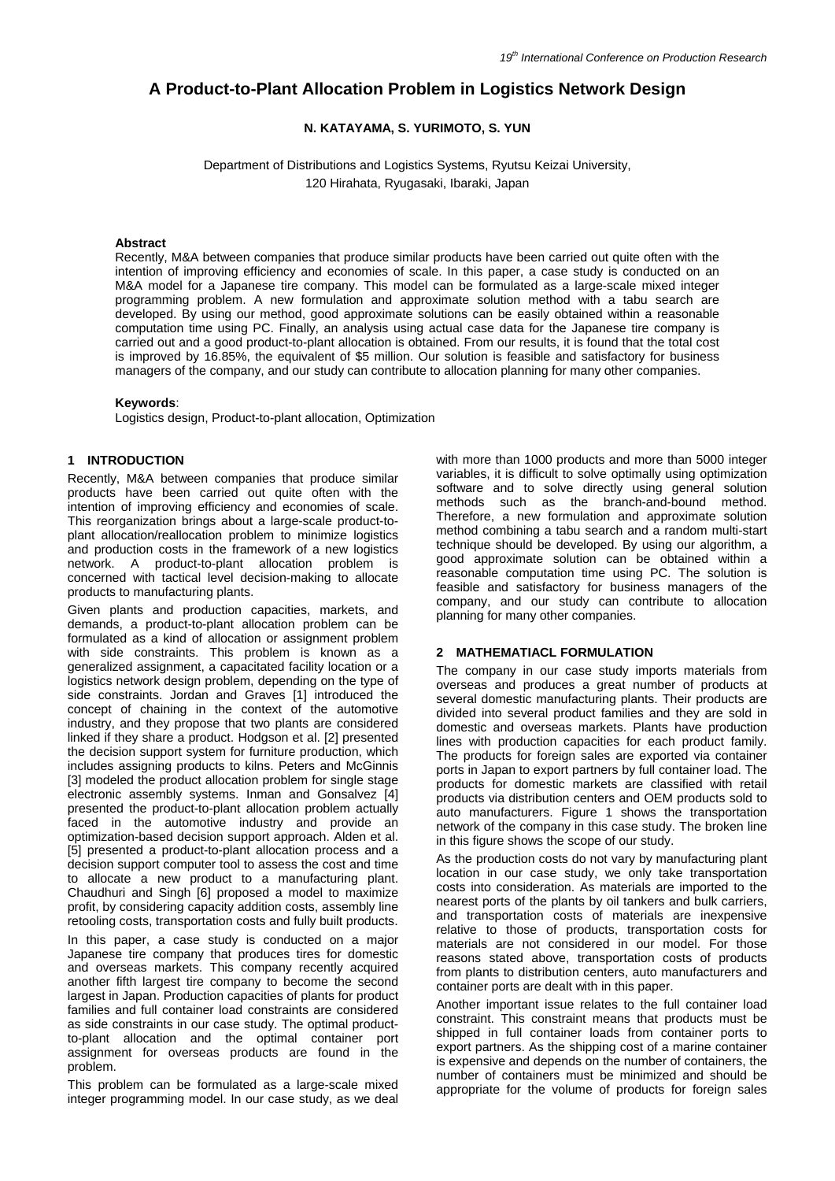# A Product-to-Plant Allocation Problem in Logistics Network Design

**N. KATAYAMA, S. YURIMOTO, S. YUN**

Department of Distributions and Logistics Systems, Ryutsu Keizai University,
120 Hirahata, Ryugasaki, Ibaraki, Japan

**Abstract**

Recently, M&A between companies that produce similar products have been carried out quite often with the intention of improving efficiency and economies of scale. In this paper, a case study is conducted on an M&A model for a Japanese tire company. This model can be formulated as a large-scale mixed integer programming problem. A new formulation and approximate solution method with a tabu search are developed. By using our method, good approximate solutions can be easily obtained within a reasonable computation time using PC. Finally, an analysis using actual case data for the Japanese tire company is carried out and a good product-to-plant allocation is obtained. From our results, it is found that the total cost is improved by 16.85%, the equivalent of $5 million. Our solution is feasible and satisfactory for business managers of the company, and our study can contribute to allocation planning for many other companies.

**Keywords**:

Logistics design, Product-to-plant allocation, Optimization

## 1 INTRODUCTION

Recently, M&A between companies that produce similar products have been carried out quite often with the intention of improving efficiency and economies of scale. This reorganization brings about a large-scale product-to-plant allocation/reallocation problem to minimize logistics and production costs in the framework of a new logistics network. A product-to-plant allocation problem is concerned with tactical level decision-making to allocate products to manufacturing plants.

Given plants and production capacities, markets, and demands, a product-to-plant allocation problem can be formulated as a kind of allocation or assignment problem with side constraints. This problem is known as a generalized assignment, a capacitated facility location or a logistics network design problem, depending on the type of side constraints. Jordan and Graves [1] introduced the concept of chaining in the context of the automotive industry, and they propose that two plants are considered linked if they share a product. Hodgson et al. [2] presented the decision support system for furniture production, which includes assigning products to kilns. Peters and McGinnis [3] modeled the product allocation problem for single stage electronic assembly systems. Inman and Gonsalvez [4] presented the product-to-plant allocation problem actually faced in the automotive industry and provide an optimization-based decision support approach. Alden et al. [5] presented a product-to-plant allocation process and a decision support computer tool to assess the cost and time to allocate a new product to a manufacturing plant. Chaudhuri and Singh [6] proposed a model to maximize profit, by considering capacity addition costs, assembly line retooling costs, transportation costs and fully built products.

In this paper, a case study is conducted on a major Japanese tire company that produces tires for domestic and overseas markets. This company recently acquired another fifth largest tire company to become the second largest in Japan. Production capacities of plants for product families and full container load constraints are considered as side constraints in our case study. The optimal product-to-plant allocation and the optimal container port assignment for overseas products are found in the problem.

This problem can be formulated as a large-scale mixed integer programming model. In our case study, as we deal with more than 1000 products and more than 5000 integer variables, it is difficult to solve optimally using optimization software and to solve directly using general solution methods such as the branch-and-bound method. Therefore, a new formulation and approximate solution method combining a tabu search and a random multi-start technique should be developed. By using our algorithm, a good approximate solution can be obtained within a reasonable computation time using PC. The solution is feasible and satisfactory for business managers of the company, and our study can contribute to allocation planning for many other companies.

## 2 MATHEMATIACL FORMULATION

The company in our case study imports materials from overseas and produces a great number of products at several domestic manufacturing plants. Their products are divided into several product families and they are sold in domestic and overseas markets. Plants have production lines with production capacities for each product family. The products for foreign sales are exported via container ports in Japan to export partners by full container load. The products for domestic markets are classified with retail products via distribution centers and OEM products sold to auto manufacturers. Figure 1 shows the transportation network of the company in this case study. The broken line in this figure shows the scope of our study.

As the production costs do not vary by manufacturing plant location in our case study, we only take transportation costs into consideration. As materials are imported to the nearest ports of the plants by oil tankers and bulk carriers, and transportation costs of materials are inexpensive relative to those of products, transportation costs for materials are not considered in our model. For those reasons stated above, transportation costs of products from plants to distribution centers, auto manufacturers and container ports are dealt with in this paper.

Another important issue relates to the full container load constraint. This constraint means that products must be shipped in full container loads from container ports to export partners. As the shipping cost of a marine container is expensive and depends on the number of containers, the number of containers must be minimized and should be appropriate for the volume of products for foreign sales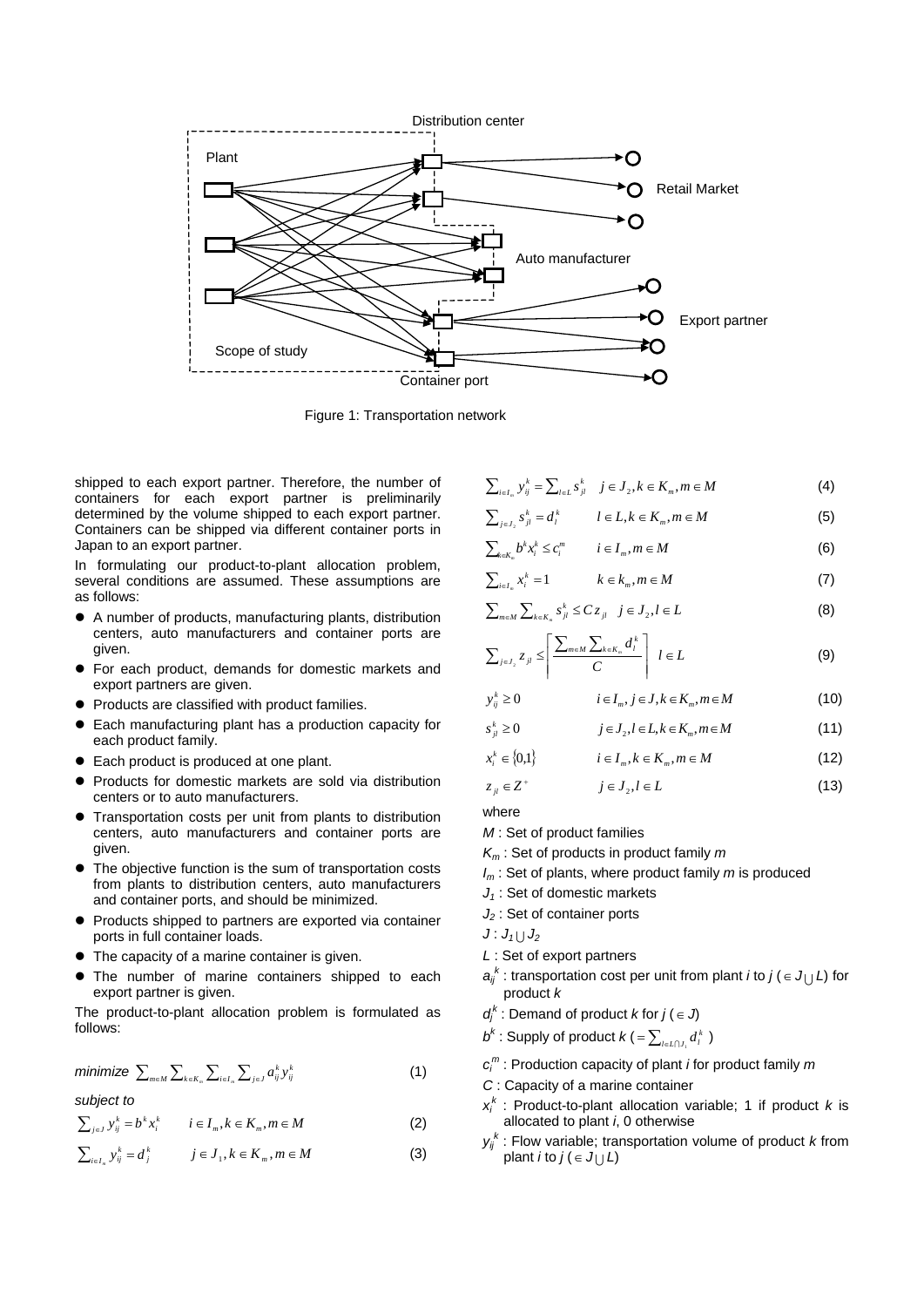Distribution center

Plant

Retail Market

Auto manufacturer

Export partner

Scope of study

Container port

Figure 1: Transportation network

shipped to each export partner. Therefore, the number of containers for each export partner is preliminarily determined by the volume shipped to each export partner. Containers can be shipped via different container ports in Japan to an export partner.

In formulating our product-to-plant allocation problem, several conditions are assumed. These assumptions are as follows:

- A number of products, manufacturing plants, distribution centers, auto manufacturers and container ports are given.
- For each product, demands for domestic markets and export partners are given.
- Products are classified with product families.
- Each manufacturing plant has a production capacity for each product family.
- Each product is produced at one plant.
- Products for domestic markets are sold via distribution centers or to auto manufacturers.
- Transportation costs per unit from plants to distribution centers, auto manufacturers and container ports are given.
- The objective function is the sum of transportation costs from plants to distribution centers, auto manufacturers and container ports, and should be minimized.
- Products shipped to partners are exported via container ports in full container loads.
- The capacity of a marine container is given.
- The number of marine containers shipped to each export partner is given.

The product-to-plant allocation problem is formulated as follows:

$$\text{minimize } \sum_{m\in M}\sum_{k\in K_m}\sum_{i\in I_m}\sum_{j\in J} a_{ij}^k y_{ij}^k \quad (1)$$

*subject to*

$$\sum_{j\in J} y_{ij}^k = b^k x_i^k \qquad i\in I_m, k\in K_m, m\in M \quad (2)$$

$$\sum_{i\in I_m} y_{ij}^k = d_j^k \qquad j\in J_1, k\in K_m, m\in M \quad (3)$$

$$\sum_{i\in I_m} y_{ij}^k = \sum_{l\in L} s_{jl}^k \quad j\in J_2, k\in K_m, m\in M \quad (4)$$

$$\sum_{j\in J_2} s_{jl}^k = d_l^k \qquad l\in L, k\in K_m, m\in M \quad (5)$$

$$\sum_{k\in K_m} b^k x_i^k \le c_i^m \qquad i\in I_m, m\in M \quad (6)$$

$$\sum_{i\in I_m} x_i^k = 1 \qquad k\in k_m, m\in M \quad (7)$$

$$\sum_{m\in M}\sum_{k\in K_m} s_{jl}^k \le C z_{jl} \quad j\in J_2, l\in L \quad (8)$$

$$\sum_{j\in J_2} z_{jl} \le \left\lceil \frac{\sum_{m\in M}\sum_{k\in K_m} d_l^k}{C} \right\rceil \quad l\in L \quad (9)$$

$$y_{ij}^k \ge 0 \qquad i\in I_m, j\in J, k\in K_m, m\in M \quad (10)$$

$$s_{jl}^k \ge 0 \qquad j\in J_2, l\in L, k\in K_m, m\in M \quad (11)$$

$$x_i^k \in \{0,1\} \qquad i\in I_m, k\in K_m, m\in M \quad (12)$$

$$z_{jl} \in Z^+ \qquad j\in J_2, l\in L \quad (13)$$

where

$M$ : Set of product families

$K_m$ : Set of products in product family $m$

$I_m$ : Set of plants, where product family $m$ is produced

$J_1$ : Set of domestic markets

$J_2$ : Set of container ports

$J$ : $J_1 \cup J_2$

$L$ : Set of export partners

$a_{ij}^k$ : transportation cost per unit from plant $i$ to $j$ ($\in J \cup L$) for product $k$

$d_j^k$ : Demand of product $k$ for $j$ ($\in J$)

$b^k$ : Supply of product $k$ ($= \sum_{l\in L\cap J_1} d_l^k$)

$c_i^m$ : Production capacity of plant $i$ for product family $m$

$C$ : Capacity of a marine container

$x_i^k$ : Product-to-plant allocation variable; 1 if product $k$ is allocated to plant $i$, 0 otherwise

$y_{ij}^k$ : Flow variable; transportation volume of product $k$ from plant $i$ to $j$ ($\in J \cup L$)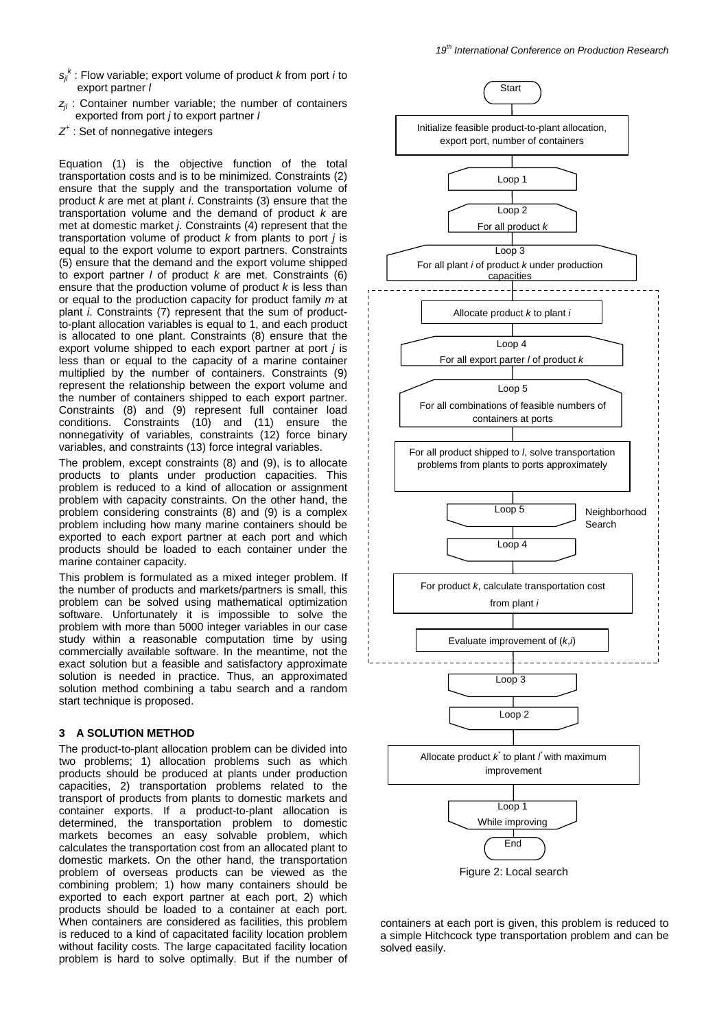- $s_{jl}^{k}$ : Flow variable; export volume of product $k$ from port $i$ to export partner $l$
- $z_{jl}$ : Container number variable; the number of containers exported from port $j$ to export partner $l$
- $Z^{+}$ : Set of nonnegative integers

Equation (1) is the objective function of the total transportation costs and is to be minimized. Constraints (2) ensure that the supply and the transportation volume of product $k$ are met at plant $i$. Constraints (3) ensure that the transportation volume and the demand of product $k$ are met at domestic market $j$. Constraints (4) represent that the transportation volume of product $k$ from plants to port $j$ is equal to the export volume to export partners. Constraints (5) ensure that the demand and the export volume shipped to export partner $l$ of product $k$ are met. Constraints (6) ensure that the production volume of product $k$ is less than or equal to the production capacity for product family $m$ at plant $i$. Constraints (7) represent that the sum of product-to-plant allocation variables is equal to 1, and each product is allocated to one plant. Constraints (8) ensure that the export volume shipped to each export partner at port $j$ is less than or equal to the capacity of a marine container multiplied by the number of containers. Constraints (9) represent the relationship between the export volume and the number of containers shipped to each export partner. Constraints (8) and (9) represent full container load conditions. Constraints (10) and (11) ensure the nonnegativity of variables, constraints (12) force binary variables, and constraints (13) force integral variables.

The problem, except constraints (8) and (9), is to allocate products to plants under production capacities. This problem is reduced to a kind of allocation or assignment problem with capacity constraints. On the other hand, the problem considering constraints (8) and (9) is a complex problem including how many marine containers should be exported to each export partner at each port and which products should be loaded to each container under the marine container capacity.

This problem is formulated as a mixed integer problem. If the number of products and markets/partners is small, this problem can be solved using mathematical optimization software. Unfortunately it is impossible to solve the problem with more than 5000 integer variables in our case study within a reasonable computation time by using commercially available software. In the meantime, not the exact solution but a feasible and satisfactory approximate solution is needed in practice. Thus, an approximated solution method combining a tabu search and a random start technique is proposed.

## 3 A SOLUTION METHOD

The product-to-plant allocation problem can be divided into two problems; 1) allocation problems such as which products should be produced at plants under production capacities, 2) transportation problems related to the transport of products from plants to domestic markets and container exports. If a product-to-plant allocation is determined, the transportation problem to domestic markets becomes an easy solvable problem, which calculates the transportation cost from an allocated plant to domestic markets. On the other hand, the transportation problem of overseas products can be viewed as the combining problem; 1) how many containers should be exported to each export partner at each port, 2) which products should be loaded to a container at each port. When containers are considered as facilities, this problem is reduced to a kind of capacitated facility location problem without facility costs. The large capacitated facility location problem is hard to solve optimally. But if the number of containers at each port is given, this problem is reduced to a simple Hitchcock type transportation problem and can be solved easily.

```
Start
Initialize feasible product-to-plant allocation, export port, number of containers
Loop 1
  Loop 2: For all product k
    Loop 3: For all plant i of product k under production capacities
      [Neighborhood Search]
      Allocate product k to plant i
      Loop 4: For all export parter l of product k
        Loop 5: For all combinations of feasible numbers of containers at ports
          For all product shipped to l, solve transportation problems from plants to ports approximately
        Loop 5
      Loop 4
      For product k, calculate transportation cost from plant i
      Evaluate improvement of (k,i)
    Loop 3
  Loop 2
  Allocate product k* to plant l* with maximum improvement
Loop 1: While improving
End
```

Figure 2: Local search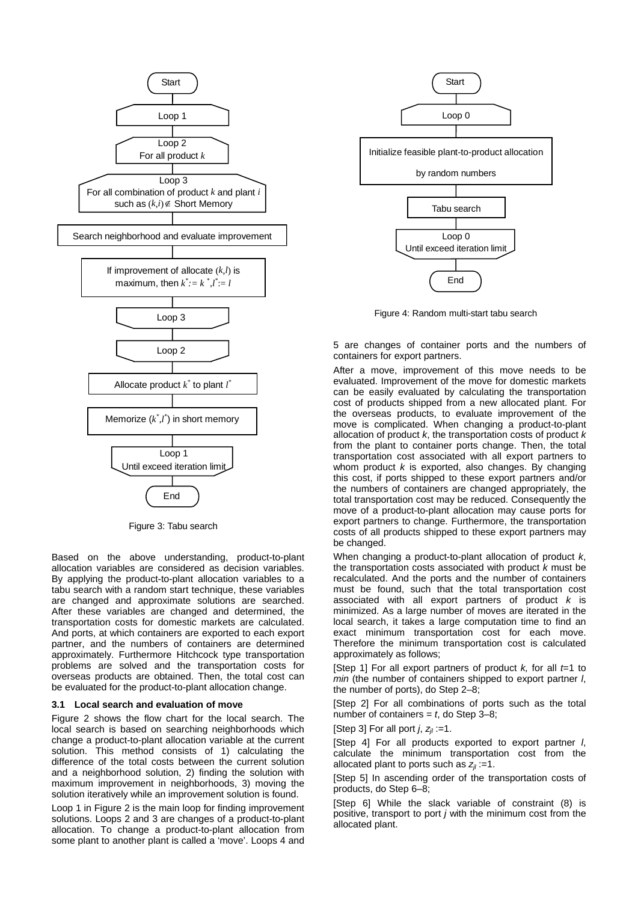Start

Loop 1

Loop 2
For all product $k$

Loop 3
For all combination of product $k$ and plant $i$ such as $(k,i) \notin$ Short Memory

Search neighborhood and evaluate improvement

If improvement of allocate $(k,l)$ is maximum, then $k^* := k^*, l^* := l$

Loop 3

Loop 2

Allocate product $k^*$ to plant $l^*$

Memorize $(k^*, l^*)$ in short memory

Loop 1
Until exceed iteration limit

End

Figure 3: Tabu search

Start

Loop 0

Initialize feasible plant-to-product allocation by random numbers

Tabu search

Loop 0
Until exceed iteration limit

End

Figure 4: Random multi-start tabu search

Based on the above understanding, product-to-plant allocation variables are considered as decision variables. By applying the product-to-plant allocation variables to a tabu search with a random start technique, these variables are changed and approximate solutions are searched. After these variables are changed and determined, the transportation costs for domestic markets are calculated. And ports, at which containers are exported to each export partner, and the numbers of containers are determined approximately. Furthermore Hitchcock type transportation problems are solved and the transportation costs for overseas products are obtained. Then, the total cost can be evaluated for the product-to-plant allocation change.

### 3.1 Local search and evaluation of move

Figure 2 shows the flow chart for the local search. The local search is based on searching neighborhoods which change a product-to-plant allocation variable at the current solution. This method consists of 1) calculating the difference of the total costs between the current solution and a neighborhood solution, 2) finding the solution with maximum improvement in neighborhoods, 3) moving the solution iteratively while an improvement solution is found.

Loop 1 in Figure 2 is the main loop for finding improvement solutions. Loops 2 and 3 are changes of a product-to-plant allocation. To change a product-to-plant allocation from some plant to another plant is called a 'move'. Loops 4 and 5 are changes of container ports and the numbers of containers for export partners.

After a move, improvement of this move needs to be evaluated. Improvement of the move for domestic markets can be easily evaluated by calculating the transportation cost of products shipped from a new allocated plant. For the overseas products, to evaluate improvement of the move is complicated. When changing a product-to-plant allocation of product $k$, the transportation costs of product $k$ from the plant to container ports change. Then, the total transportation cost associated with all export partners to whom product $k$ is exported, also changes. By changing this cost, if ports shipped to these export partners and/or the numbers of containers are changed appropriately, the total transportation cost may be reduced. Consequently the move of a product-to-plant allocation may cause ports for export partners to change. Furthermore, the transportation costs of all products shipped to these export partners may be changed.

When changing a product-to-plant allocation of product $k$, the transportation costs associated with product $k$ must be recalculated. And the ports and the number of containers must be found, such that the total transportation cost associated with all export partners of product $k$ is minimized. As a large number of moves are iterated in the local search, it takes a large computation time to find an exact minimum transportation cost for each move. Therefore the minimum transportation cost is calculated approximately as follows;

[Step 1] For all export partners of product $k$, for all $t$=1 to *min* (the number of containers shipped to export partner $l$, the number of ports), do Step 2–8;

[Step 2] For all combinations of ports such as the total number of containers = $t$, do Step 3–8;

[Step 3] For all port $j$, $z_{jl}$ :=1.

[Step 4] For all products exported to export partner $l$, calculate the minimum transportation cost from the allocated plant to ports such as $z_{jl}$ :=1.

[Step 5] In ascending order of the transportation costs of products, do Step 6–8;

[Step 6] While the slack variable of constraint (8) is positive, transport to port $j$ with the minimum cost from the allocated plant.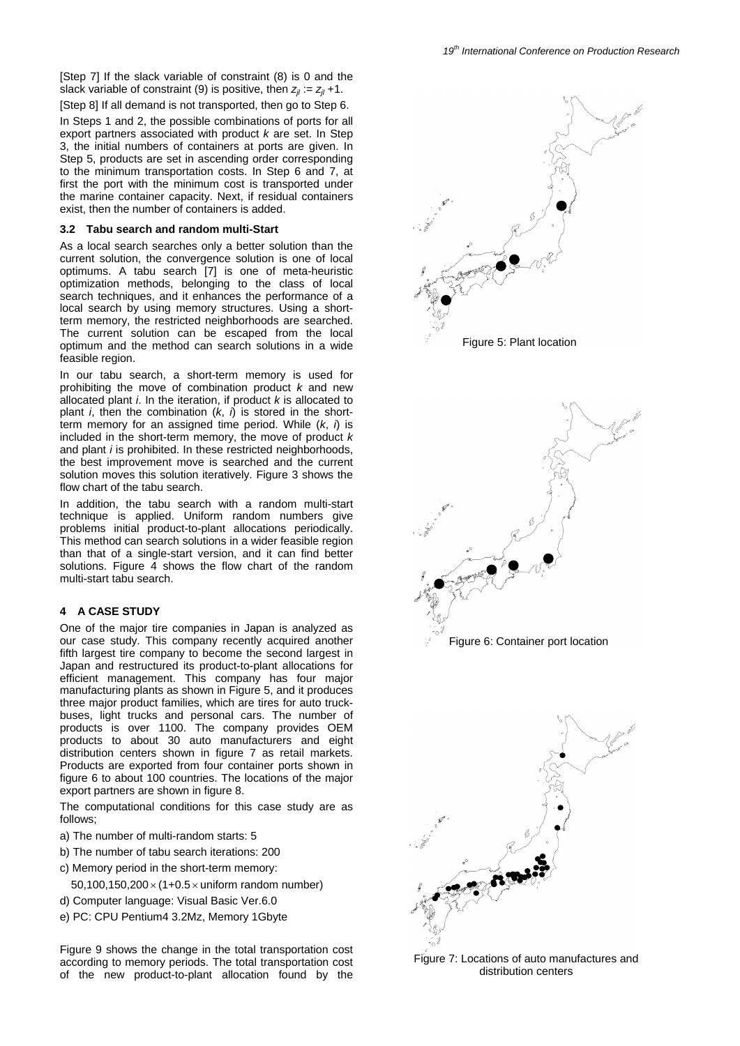[Step 7] If the slack variable of constraint (8) is 0 and the slack variable of constraint (9) is positive, then $z_{jl} := z_{jl} + 1$.

[Step 8] If all demand is not transported, then go to Step 6.

In Steps 1 and 2, the possible combinations of ports for all export partners associated with product *k* are set. In Step 3, the initial numbers of containers at ports are given. In Step 5, products are set in ascending order corresponding to the minimum transportation costs. In Step 6 and 7, at first the port with the minimum cost is transported under the marine container capacity. Next, if residual containers exist, then the number of containers is added.

### 3.2 Tabu search and random multi-Start

As a local search searches only a better solution than the current solution, the convergence solution is one of local optimums. A tabu search [7] is one of meta-heuristic optimization methods, belonging to the class of local search techniques, and it enhances the performance of a local search by using memory structures. Using a short-term memory, the restricted neighborhoods are searched. The current solution can be escaped from the local optimum and the method can search solutions in a wide feasible region.

In our tabu search, a short-term memory is used for prohibiting the move of combination product *k* and new allocated plant *i*. In the iteration, if product *k* is allocated to plant *i*, then the combination (*k*, *i*) is stored in the short-term memory for an assigned time period. While (*k*, *i*) is included in the short-term memory, the move of product *k* and plant *i* is prohibited. In these restricted neighborhoods, the best improvement move is searched and the current solution moves this solution iteratively. Figure 3 shows the flow chart of the tabu search.

In addition, the tabu search with a random multi-start technique is applied. Uniform random numbers give problems initial product-to-plant allocations periodically. This method can search solutions in a wider feasible region than that of a single-start version, and it can find better solutions. Figure 4 shows the flow chart of the random multi-start tabu search.

## 4 A CASE STUDY

One of the major tire companies in Japan is analyzed as our case study. This company recently acquired another fifth largest tire company to become the second largest in Japan and restructured its product-to-plant allocations for efficient management. This company has four major manufacturing plants as shown in Figure 5, and it produces three major product families, which are tires for auto truck-buses, light trucks and personal cars. The number of products is over 1100. The company provides OEM products to about 30 auto manufacturers and eight distribution centers shown in figure 7 as retail markets. Products are exported from four container ports shown in figure 6 to about 100 countries. The locations of the major export partners are shown in figure 8.

The computational conditions for this case study are as follows;

a) The number of multi-random starts: 5

b) The number of tabu search iterations: 200

c) Memory period in the short-term memory:

$50,100,150,200 \times (1+0.5 \times \text{uniform random number})$

d) Computer language: Visual Basic Ver.6.0

e) PC: CPU Pentium4 3.2Mz, Memory 1Gbyte

Figure 9 shows the change in the total transportation cost according to memory periods. The total transportation cost of the new product-to-plant allocation found by the

Figure 5: Plant location

Figure 6: Container port location

Figure 7: Locations of auto manufactures and distribution centers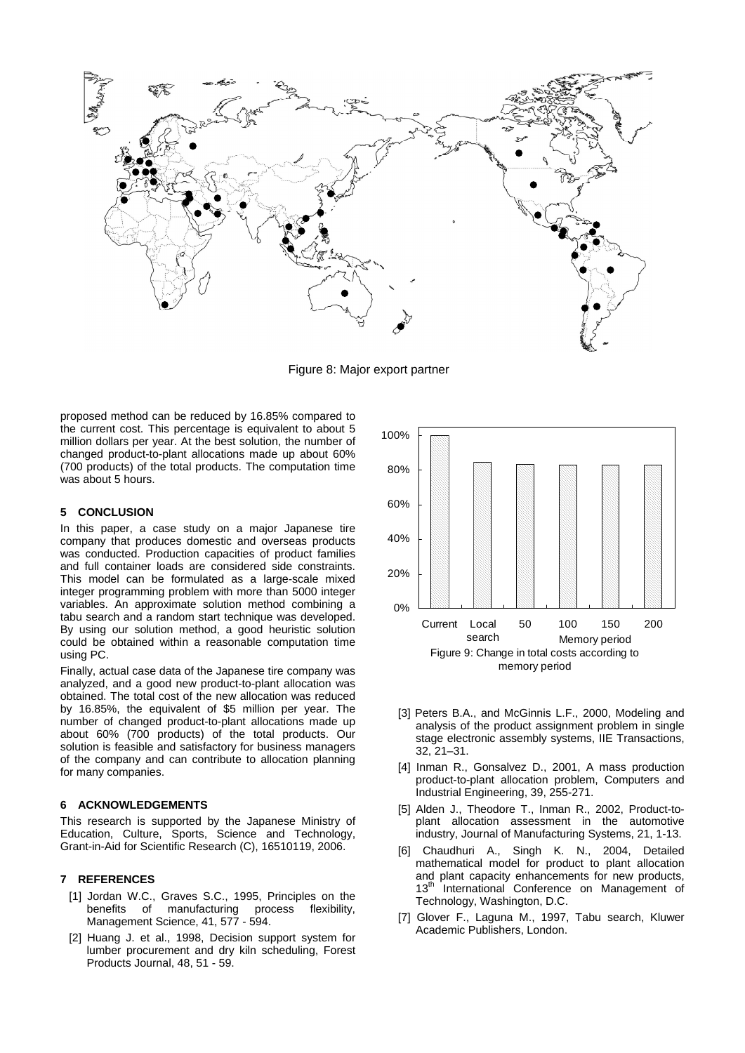Figure 8: Major export partner

proposed method can be reduced by 16.85% compared to the current cost. This percentage is equivalent to about 5 million dollars per year. At the best solution, the number of changed product-to-plant allocations made up about 60% (700 products) of the total products. The computation time was about 5 hours.

## 5 CONCLUSION

In this paper, a case study on a major Japanese tire company that produces domestic and overseas products was conducted. Production capacities of product families and full container loads are considered side constraints. This model can be formulated as a large-scale mixed integer programming problem with more than 5000 integer variables. An approximate solution method combining a tabu search and a random start technique was developed. By using our solution method, a good heuristic solution could be obtained within a reasonable computation time using PC.

Finally, actual case data of the Japanese tire company was analyzed, and a good new product-to-plant allocation was obtained. The total cost of the new allocation was reduced by 16.85%, the equivalent of $5 million per year. The number of changed product-to-plant allocations made up about 60% (700 products) of the total products. Our solution is feasible and satisfactory for business managers of the company and can contribute to allocation planning for many companies.

## 6 ACKNOWLEDGEMENTS

This research is supported by the Japanese Ministry of Education, Culture, Sports, Science and Technology, Grant-in-Aid for Scientific Research (C), 16510119, 2006.

## 7 REFERENCES

[1] Jordan W.C., Graves S.C., 1995, Principles on the benefits of manufacturing process flexibility, Management Science, 41, 577 - 594.

[2] Huang J. et al., 1998, Decision support system for lumber procurement and dry kiln scheduling, Forest Products Journal, 48, 51 - 59.

100%
80%
60%
40%
20%
0%
Current
Local search
50
100
150
200
Memory period

Figure 9: Change in total costs according to memory period

[3] Peters B.A., and McGinnis L.F., 2000, Modeling and analysis of the product assignment problem in single stage electronic assembly systems, IIE Transactions, 32, 21–31.

[4] Inman R., Gonsalvez D., 2001, A mass production product-to-plant allocation problem, Computers and Industrial Engineering, 39, 255-271.

[5] Alden J., Theodore T., Inman R., 2002, Product-to-plant allocation assessment in the automotive industry, Journal of Manufacturing Systems, 21, 1-13.

[6] Chaudhuri A., Singh K. N., 2004, Detailed mathematical model for product to plant allocation and plant capacity enhancements for new products, 13th International Conference on Management of Technology, Washington, D.C.

[7] Glover F., Laguna M., 1997, Tabu search, Kluwer Academic Publishers, London.